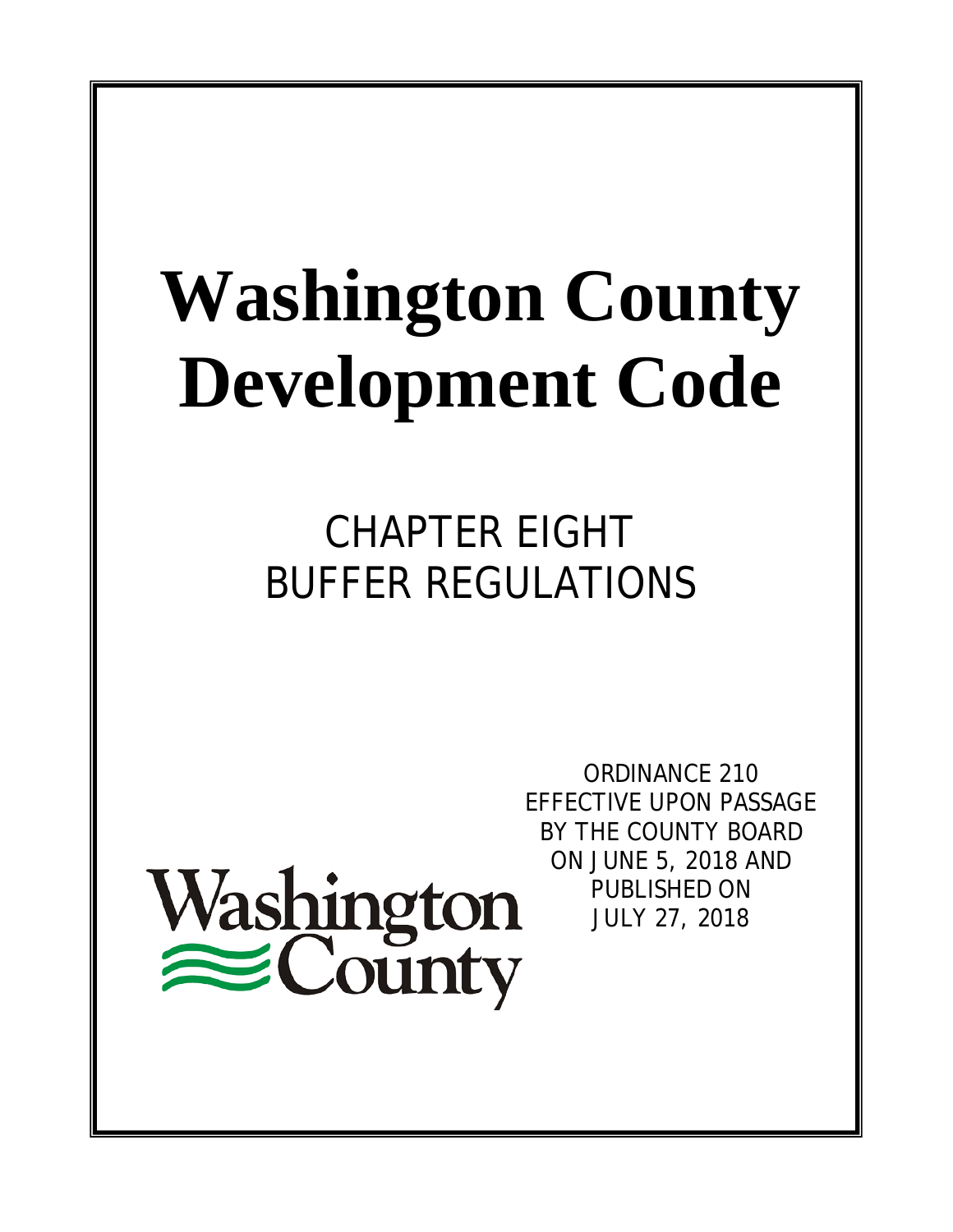# Washington County Development Code

## CHAPTER EIGHT
## BUFFER REGULATIONS

ORDINANCE 210
EFFECTIVE UPON PASSAGE
BY THE COUNTY BOARD
ON JUNE 5, 2018 AND
PUBLISHED ON
JULY 27, 2018

Washington County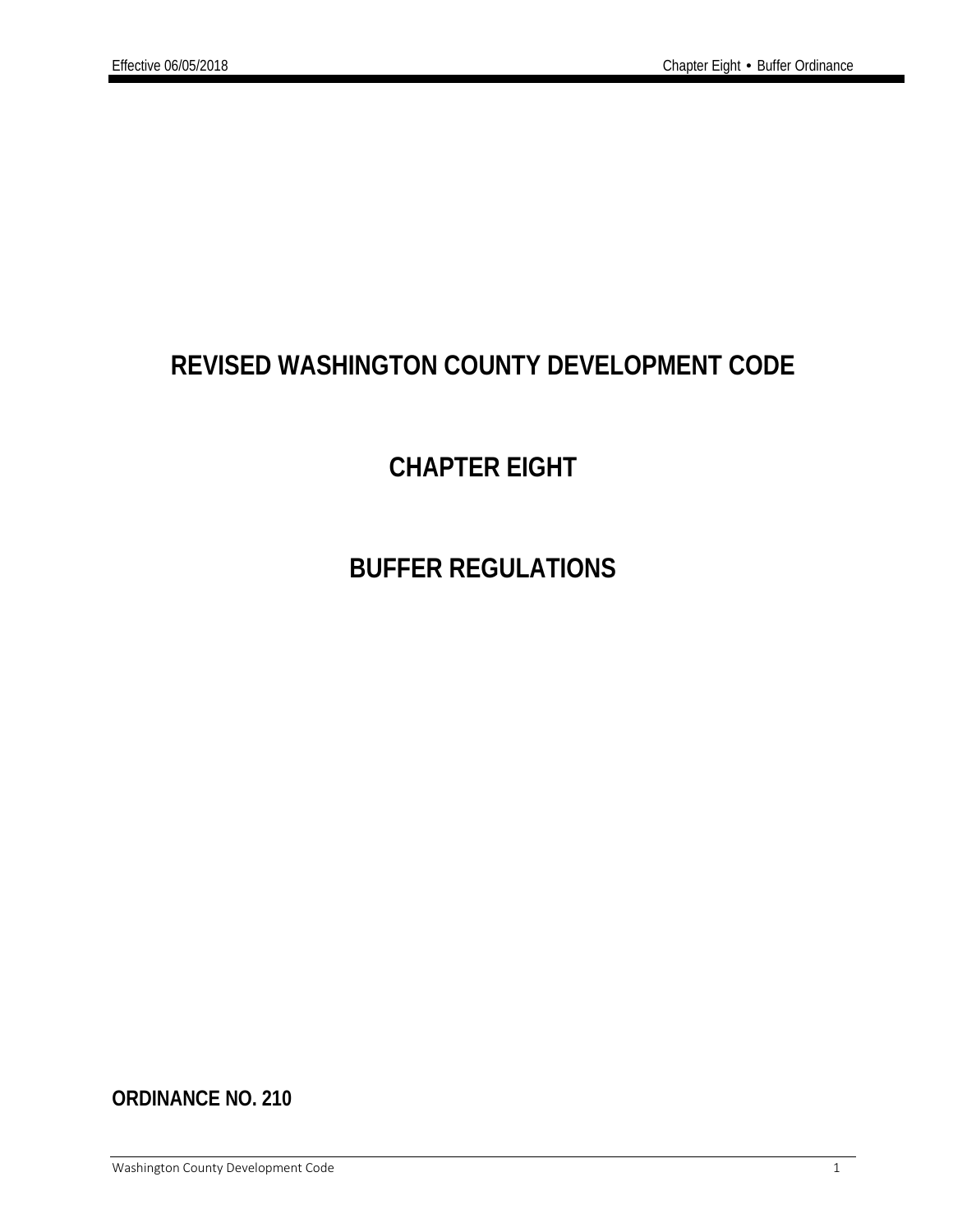# REVISED WASHINGTON COUNTY DEVELOPMENT CODE

# CHAPTER EIGHT

# BUFFER REGULATIONS

**ORDINANCE NO. 210**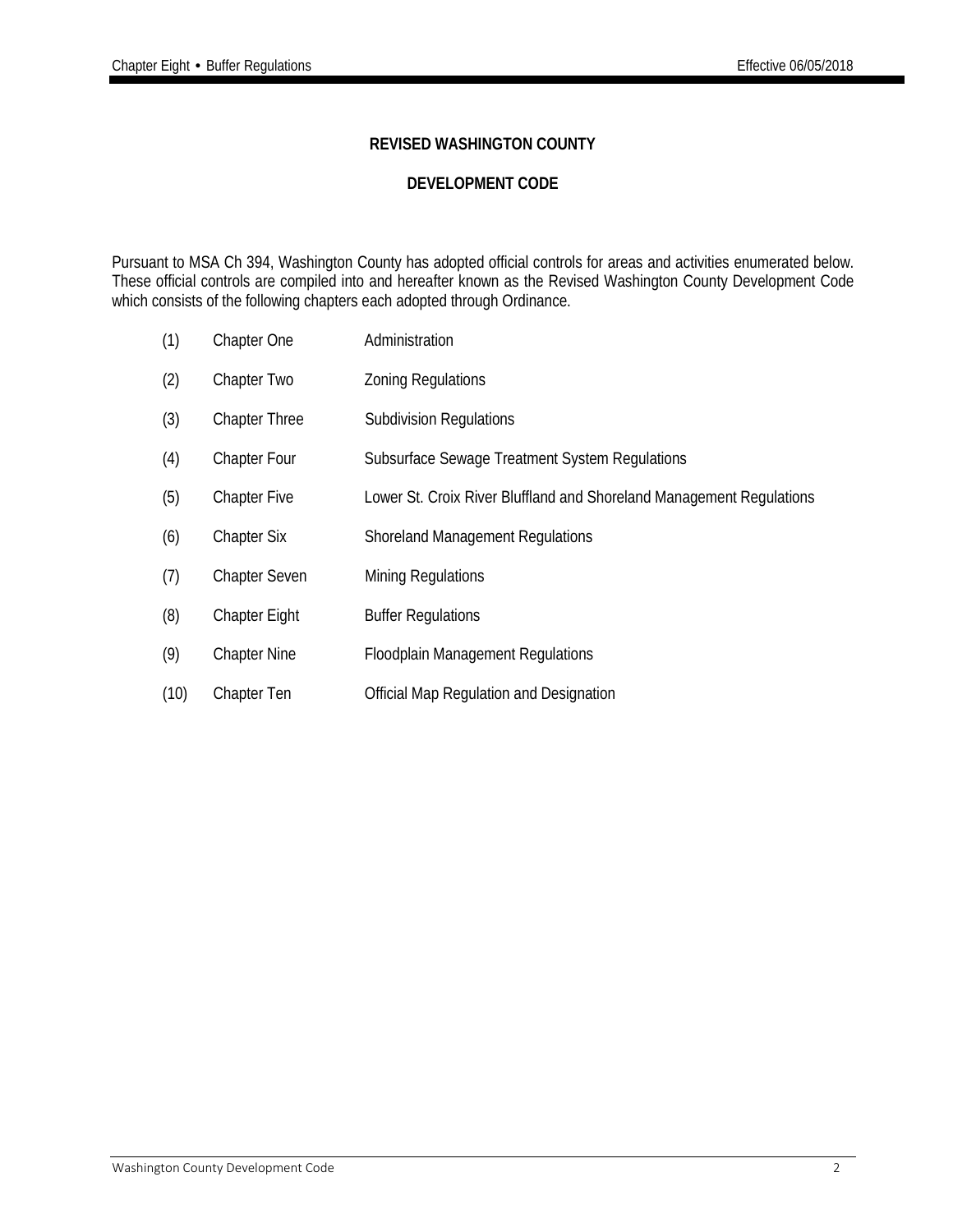# REVISED WASHINGTON COUNTY

# DEVELOPMENT CODE

Pursuant to MSA Ch 394, Washington County has adopted official controls for areas and activities enumerated below. These official controls are compiled into and hereafter known as the Revised Washington County Development Code which consists of the following chapters each adopted through Ordinance.

| | | |
|---|---|---|
| (1) | Chapter One | Administration |
| (2) | Chapter Two | Zoning Regulations |
| (3) | Chapter Three | Subdivision Regulations |
| (4) | Chapter Four | Subsurface Sewage Treatment System Regulations |
| (5) | Chapter Five | Lower St. Croix River Bluffland and Shoreland Management Regulations |
| (6) | Chapter Six | Shoreland Management Regulations |
| (7) | Chapter Seven | Mining Regulations |
| (8) | Chapter Eight | Buffer Regulations |
| (9) | Chapter Nine | Floodplain Management Regulations |
| (10) | Chapter Ten | Official Map Regulation and Designation |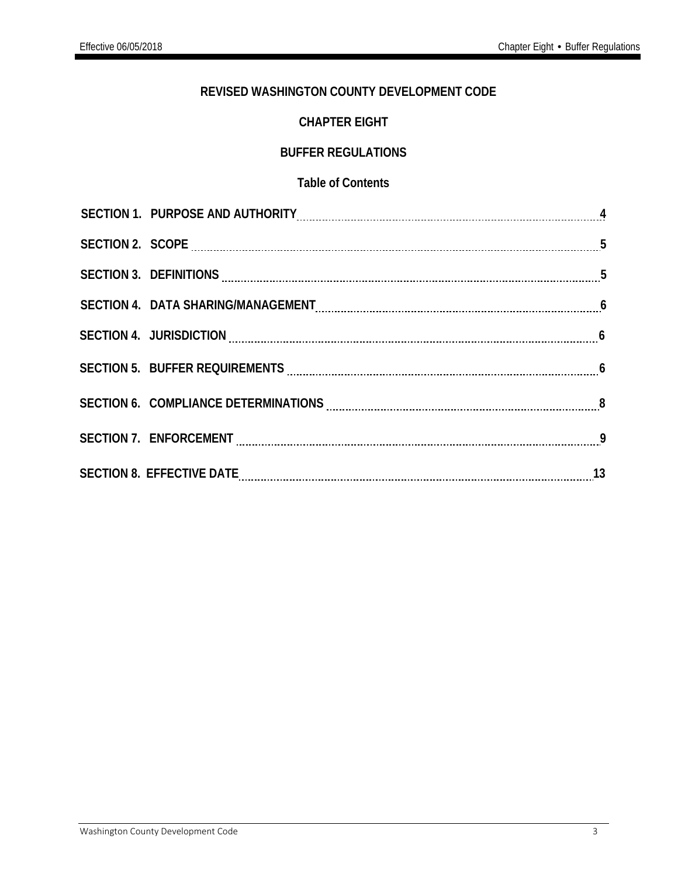# REVISED WASHINGTON COUNTY DEVELOPMENT CODE

## CHAPTER EIGHT

## BUFFER REGULATIONS

### Table of Contents

| | |
|---|---|
| **SECTION 1. PURPOSE AND AUTHORITY** | **4** |
| **SECTION 2. SCOPE** | **5** |
| **SECTION 3. DEFINITIONS** | **5** |
| **SECTION 4. DATA SHARING/MANAGEMENT** | **6** |
| **SECTION 4. JURISDICTION** | **6** |
| **SECTION 5. BUFFER REQUIREMENTS** | **6** |
| **SECTION 6. COMPLIANCE DETERMINATIONS** | **8** |
| **SECTION 7. ENFORCEMENT** | **9** |
| **SECTION 8. EFFECTIVE DATE** | **13** |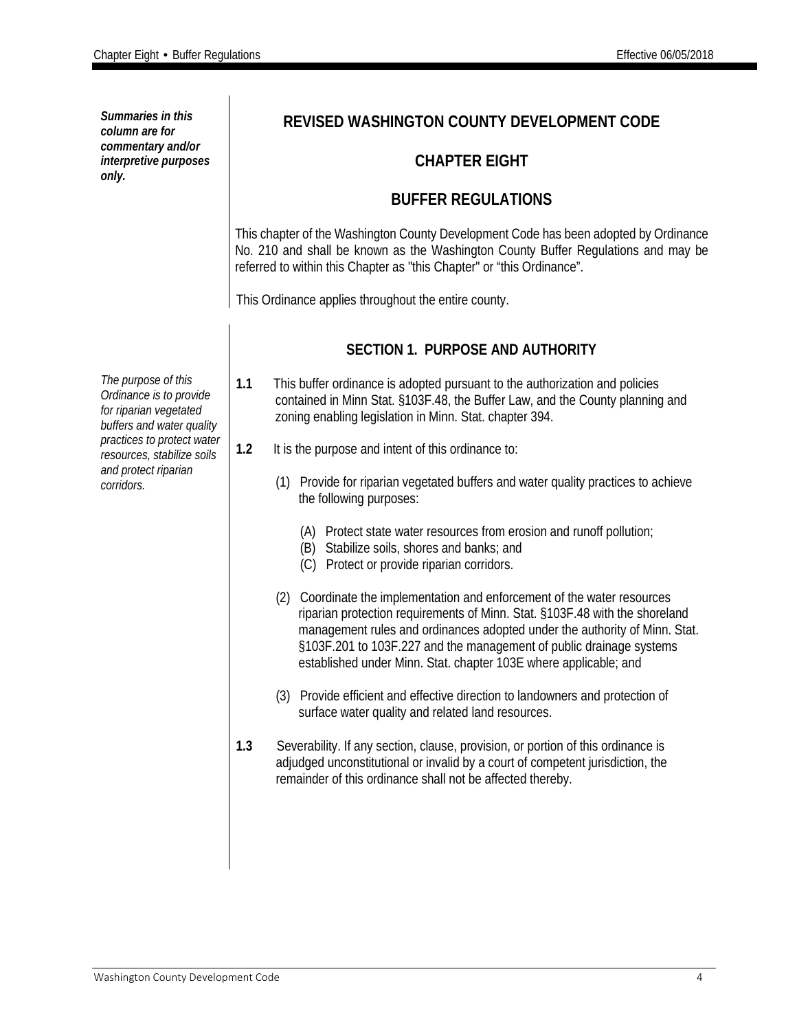*Summaries in this column are for commentary and/or interpretive purposes only.*

# REVISED WASHINGTON COUNTY DEVELOPMENT CODE

## CHAPTER EIGHT

## BUFFER REGULATIONS

This chapter of the Washington County Development Code has been adopted by Ordinance No. 210 and shall be known as the Washington County Buffer Regulations and may be referred to within this Chapter as "this Chapter" or "this Ordinance".

This Ordinance applies throughout the entire county.

### SECTION 1. PURPOSE AND AUTHORITY

*The purpose of this Ordinance is to provide for riparian vegetated buffers and water quality practices to protect water resources, stabilize soils and protect riparian corridors.*

**1.1** This buffer ordinance is adopted pursuant to the authorization and policies contained in Minn Stat. §103F.48, the Buffer Law, and the County planning and zoning enabling legislation in Minn. Stat. chapter 394.

**1.2** It is the purpose and intent of this ordinance to:

(1) Provide for riparian vegetated buffers and water quality practices to achieve the following purposes:

(A) Protect state water resources from erosion and runoff pollution;
(B) Stabilize soils, shores and banks; and
(C) Protect or provide riparian corridors.

(2) Coordinate the implementation and enforcement of the water resources riparian protection requirements of Minn. Stat. §103F.48 with the shoreland management rules and ordinances adopted under the authority of Minn. Stat. §103F.201 to 103F.227 and the management of public drainage systems established under Minn. Stat. chapter 103E where applicable; and

(3) Provide efficient and effective direction to landowners and protection of surface water quality and related land resources.

**1.3** Severability. If any section, clause, provision, or portion of this ordinance is adjudged unconstitutional or invalid by a court of competent jurisdiction, the remainder of this ordinance shall not be affected thereby.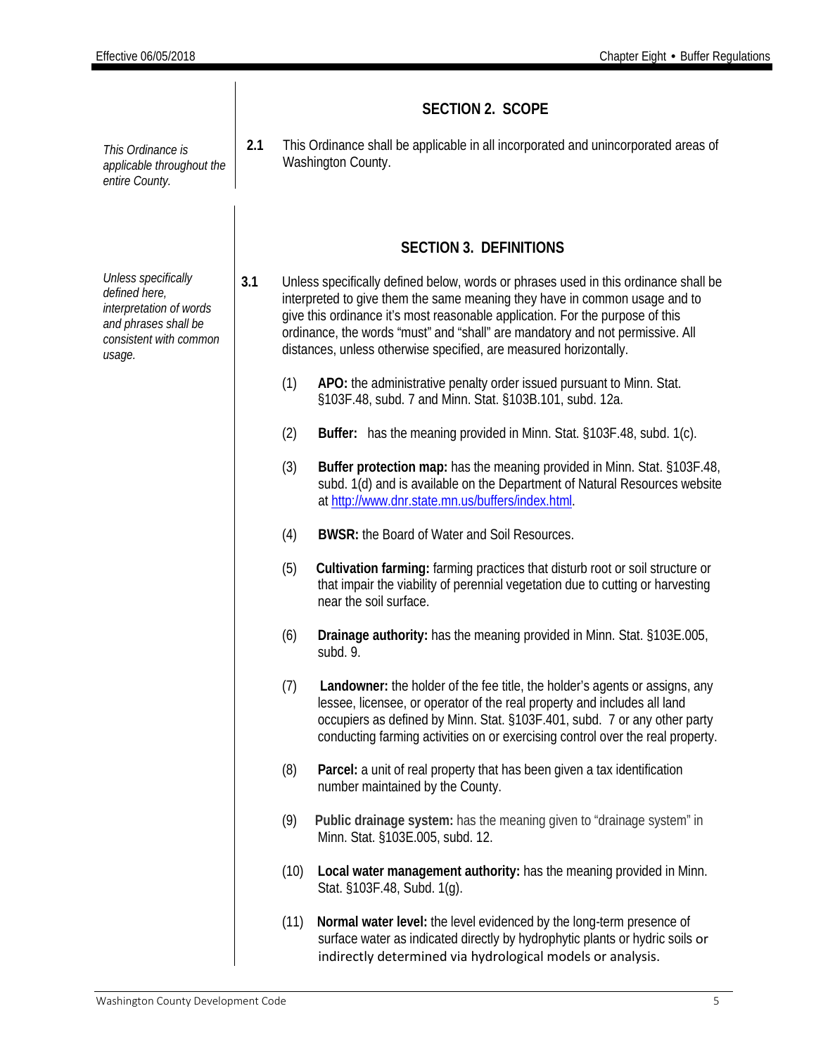## SECTION 2. SCOPE

*This Ordinance is applicable throughout the entire County.*

**2.1** This Ordinance shall be applicable in all incorporated and unincorporated areas of Washington County.

## SECTION 3. DEFINITIONS

*Unless specifically defined here, interpretation of words and phrases shall be consistent with common usage.*

**3.1** Unless specifically defined below, words or phrases used in this ordinance shall be interpreted to give them the same meaning they have in common usage and to give this ordinance it's most reasonable application. For the purpose of this ordinance, the words "must" and "shall" are mandatory and not permissive. All distances, unless otherwise specified, are measured horizontally.

(1) **APO:** the administrative penalty order issued pursuant to Minn. Stat. §103F.48, subd. 7 and Minn. Stat. §103B.101, subd. 12a.

(2) **Buffer:** has the meaning provided in Minn. Stat. §103F.48, subd. 1(c).

(3) **Buffer protection map:** has the meaning provided in Minn. Stat. §103F.48, subd. 1(d) and is available on the Department of Natural Resources website at http://www.dnr.state.mn.us/buffers/index.html.

(4) **BWSR:** the Board of Water and Soil Resources.

(5) **Cultivation farming:** farming practices that disturb root or soil structure or that impair the viability of perennial vegetation due to cutting or harvesting near the soil surface.

(6) **Drainage authority:** has the meaning provided in Minn. Stat. §103E.005, subd. 9.

(7) **Landowner:** the holder of the fee title, the holder's agents or assigns, any lessee, licensee, or operator of the real property and includes all land occupiers as defined by Minn. Stat. §103F.401, subd. 7 or any other party conducting farming activities on or exercising control over the real property.

(8) **Parcel:** a unit of real property that has been given a tax identification number maintained by the County.

(9) **Public drainage system:** has the meaning given to "drainage system" in Minn. Stat. §103E.005, subd. 12.

(10) **Local water management authority:** has the meaning provided in Minn. Stat. §103F.48, Subd. 1(g).

(11) **Normal water level:** the level evidenced by the long-term presence of surface water as indicated directly by hydrophytic plants or hydric soils or indirectly determined via hydrological models or analysis.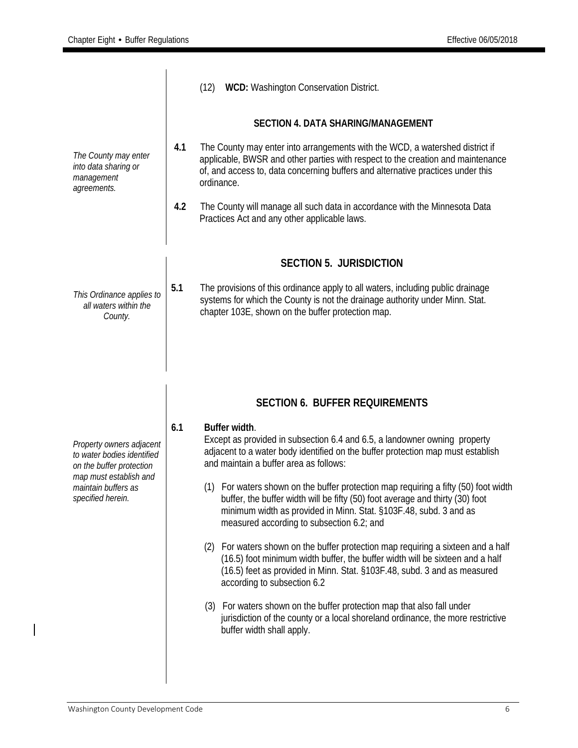(12) **WCD:** Washington Conservation District.

## SECTION 4. DATA SHARING/MANAGEMENT

*The County may enter into data sharing or management agreements.*

**4.1** The County may enter into arrangements with the WCD, a watershed district if applicable, BWSR and other parties with respect to the creation and maintenance of, and access to, data concerning buffers and alternative practices under this ordinance.

**4.2** The County will manage all such data in accordance with the Minnesota Data Practices Act and any other applicable laws.

## SECTION 5. JURISDICTION

*This Ordinance applies to all waters within the County.*

**5.1** The provisions of this ordinance apply to all waters, including public drainage systems for which the County is not the drainage authority under Minn. Stat. chapter 103E, shown on the buffer protection map.

## SECTION 6. BUFFER REQUIREMENTS

*Property owners adjacent to water bodies identified on the buffer protection map must establish and maintain buffers as specified herein.*

**6.1** **Buffer width**.
Except as provided in subsection 6.4 and 6.5, a landowner owning property adjacent to a water body identified on the buffer protection map must establish and maintain a buffer area as follows:

(1) For waters shown on the buffer protection map requiring a fifty (50) foot width buffer, the buffer width will be fifty (50) foot average and thirty (30) foot minimum width as provided in Minn. Stat. §103F.48, subd. 3 and as measured according to subsection 6.2; and

(2) For waters shown on the buffer protection map requiring a sixteen and a half (16.5) foot minimum width buffer, the buffer width will be sixteen and a half (16.5) feet as provided in Minn. Stat. §103F.48, subd. 3 and as measured according to subsection 6.2

(3) For waters shown on the buffer protection map that also fall under jurisdiction of the county or a local shoreland ordinance, the more restrictive buffer width shall apply.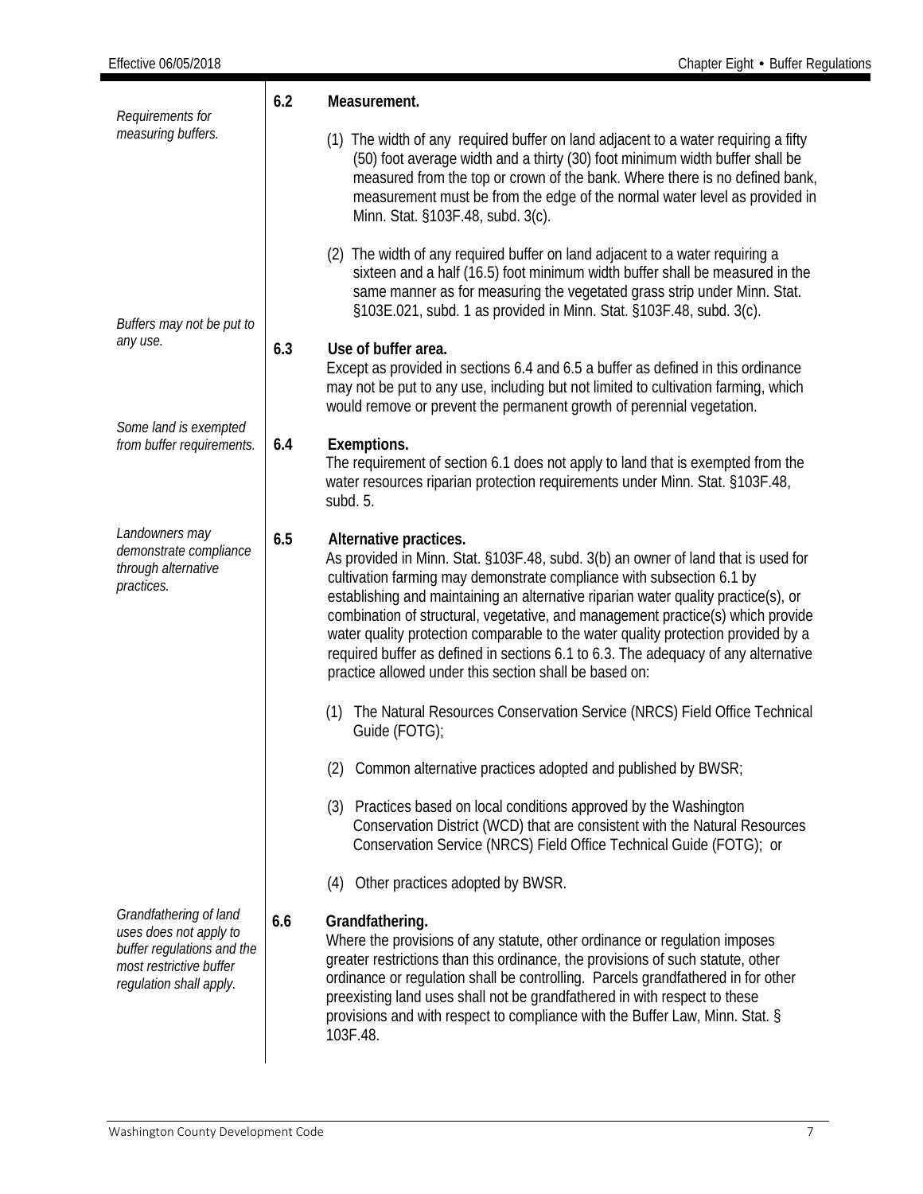*Requirements for measuring buffers.*

**6.2 Measurement.**

(1) The width of any required buffer on land adjacent to a water requiring a fifty (50) foot average width and a thirty (30) foot minimum width buffer shall be measured from the top or crown of the bank. Where there is no defined bank, measurement must be from the edge of the normal water level as provided in Minn. Stat. §103F.48, subd. 3(c).

(2) The width of any required buffer on land adjacent to a water requiring a sixteen and a half (16.5) foot minimum width buffer shall be measured in the same manner as for measuring the vegetated grass strip under Minn. Stat. §103E.021, subd. 1 as provided in Minn. Stat. §103F.48, subd. 3(c).

*Buffers may not be put to any use.*

**6.3 Use of buffer area.**

Except as provided in sections 6.4 and 6.5 a buffer as defined in this ordinance may not be put to any use, including but not limited to cultivation farming, which would remove or prevent the permanent growth of perennial vegetation.

*Some land is exempted from buffer requirements.*

**6.4 Exemptions.**

The requirement of section 6.1 does not apply to land that is exempted from the water resources riparian protection requirements under Minn. Stat. §103F.48, subd. 5.

*Landowners may demonstrate compliance through alternative practices.*

**6.5 Alternative practices.**

As provided in Minn. Stat. §103F.48, subd. 3(b) an owner of land that is used for cultivation farming may demonstrate compliance with subsection 6.1 by establishing and maintaining an alternative riparian water quality practice(s), or combination of structural, vegetative, and management practice(s) which provide water quality protection comparable to the water quality protection provided by a required buffer as defined in sections 6.1 to 6.3. The adequacy of any alternative practice allowed under this section shall be based on:

(1) The Natural Resources Conservation Service (NRCS) Field Office Technical Guide (FOTG);

(2) Common alternative practices adopted and published by BWSR;

(3) Practices based on local conditions approved by the Washington Conservation District (WCD) that are consistent with the Natural Resources Conservation Service (NRCS) Field Office Technical Guide (FOTG); or

(4) Other practices adopted by BWSR.

*Grandfathering of land uses does not apply to buffer regulations and the most restrictive buffer regulation shall apply.*

**6.6 Grandfathering.**

Where the provisions of any statute, other ordinance or regulation imposes greater restrictions than this ordinance, the provisions of such statute, other ordinance or regulation shall be controlling. Parcels grandfathered in for other preexisting land uses shall not be grandfathered in with respect to these provisions and with respect to compliance with the Buffer Law, Minn. Stat. § 103F.48.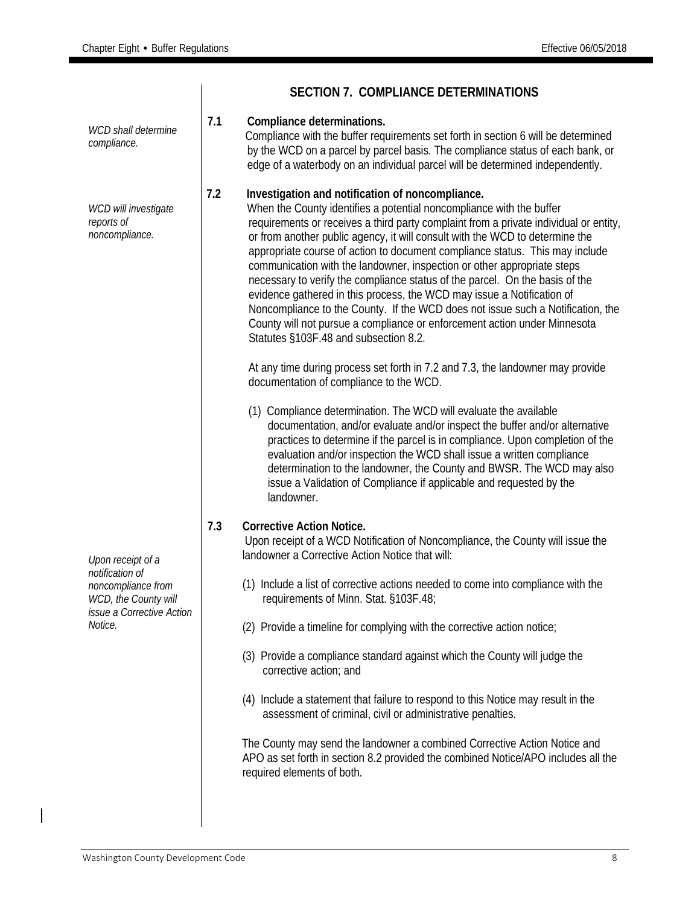## SECTION 7. COMPLIANCE DETERMINATIONS

*WCD shall determine compliance.*

**7.1 Compliance determinations.**
Compliance with the buffer requirements set forth in section 6 will be determined by the WCD on a parcel by parcel basis. The compliance status of each bank, or edge of a waterbody on an individual parcel will be determined independently.

*WCD will investigate reports of noncompliance.*

**7.2 Investigation and notification of noncompliance.**
When the County identifies a potential noncompliance with the buffer requirements or receives a third party complaint from a private individual or entity, or from another public agency, it will consult with the WCD to determine the appropriate course of action to document compliance status. This may include communication with the landowner, inspection or other appropriate steps necessary to verify the compliance status of the parcel. On the basis of the evidence gathered in this process, the WCD may issue a Notification of Noncompliance to the County. If the WCD does not issue such a Notification, the County will not pursue a compliance or enforcement action under Minnesota Statutes §103F.48 and subsection 8.2.

At any time during process set forth in 7.2 and 7.3, the landowner may provide documentation of compliance to the WCD.

(1) Compliance determination. The WCD will evaluate the available documentation, and/or evaluate and/or inspect the buffer and/or alternative practices to determine if the parcel is in compliance. Upon completion of the evaluation and/or inspection the WCD shall issue a written compliance determination to the landowner, the County and BWSR. The WCD may also issue a Validation of Compliance if applicable and requested by the landowner.

*Upon receipt of a notification of noncompliance from WCD, the County will issue a Corrective Action Notice.*

**7.3 Corrective Action Notice.**
Upon receipt of a WCD Notification of Noncompliance, the County will issue the landowner a Corrective Action Notice that will:

(1) Include a list of corrective actions needed to come into compliance with the requirements of Minn. Stat. §103F.48;

(2) Provide a timeline for complying with the corrective action notice;

(3) Provide a compliance standard against which the County will judge the corrective action; and

(4) Include a statement that failure to respond to this Notice may result in the assessment of criminal, civil or administrative penalties.

The County may send the landowner a combined Corrective Action Notice and APO as set forth in section 8.2 provided the combined Notice/APO includes all the required elements of both.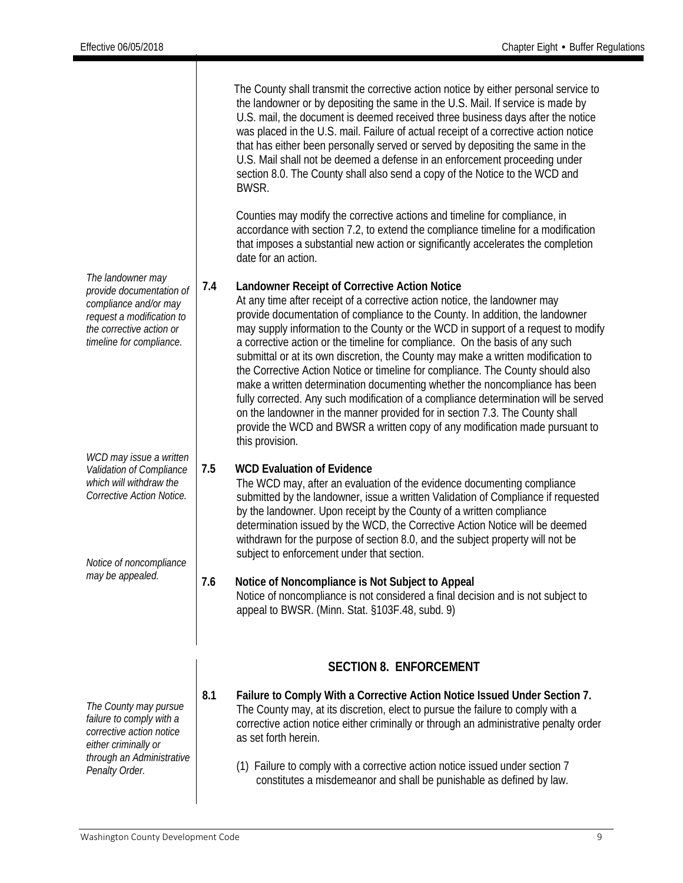The County shall transmit the corrective action notice by either personal service to the landowner or by depositing the same in the U.S. Mail. If service is made by U.S. mail, the document is deemed received three business days after the notice was placed in the U.S. mail. Failure of actual receipt of a corrective action notice that has either been personally served or served by depositing the same in the U.S. Mail shall not be deemed a defense in an enforcement proceeding under section 8.0. The County shall also send a copy of the Notice to the WCD and BWSR.

Counties may modify the corrective actions and timeline for compliance, in accordance with section 7.2, to extend the compliance timeline for a modification that imposes a substantial new action or significantly accelerates the completion date for an action.

*The landowner may provide documentation of compliance and/or may request a modification to the corrective action or timeline for compliance.*

**7.4 Landowner Receipt of Corrective Action Notice**

At any time after receipt of a corrective action notice, the landowner may provide documentation of compliance to the County. In addition, the landowner may supply information to the County or the WCD in support of a request to modify a corrective action or the timeline for compliance. On the basis of any such submittal or at its own discretion, the County may make a written modification to the Corrective Action Notice or timeline for compliance. The County should also make a written determination documenting whether the noncompliance has been fully corrected. Any such modification of a compliance determination will be served on the landowner in the manner provided for in section 7.3. The County shall provide the WCD and BWSR a written copy of any modification made pursuant to this provision.

*WCD may issue a written Validation of Compliance which will withdraw the Corrective Action Notice.*

**7.5 WCD Evaluation of Evidence**

The WCD may, after an evaluation of the evidence documenting compliance submitted by the landowner, issue a written Validation of Compliance if requested by the landowner. Upon receipt by the County of a written compliance determination issued by the WCD, the Corrective Action Notice will be deemed withdrawn for the purpose of section 8.0, and the subject property will not be subject to enforcement under that section.

*Notice of noncompliance may be appealed.*

**7.6 Notice of Noncompliance is Not Subject to Appeal**

Notice of noncompliance is not considered a final decision and is not subject to appeal to BWSR. (Minn. Stat. §103F.48, subd. 9)

## SECTION 8. ENFORCEMENT

*The County may pursue failure to comply with a corrective action notice either criminally or through an Administrative Penalty Order.*

**8.1 Failure to Comply With a Corrective Action Notice Issued Under Section 7.**

The County may, at its discretion, elect to pursue the failure to comply with a corrective action notice either criminally or through an administrative penalty order as set forth herein.

(1) Failure to comply with a corrective action notice issued under section 7 constitutes a misdemeanor and shall be punishable as defined by law.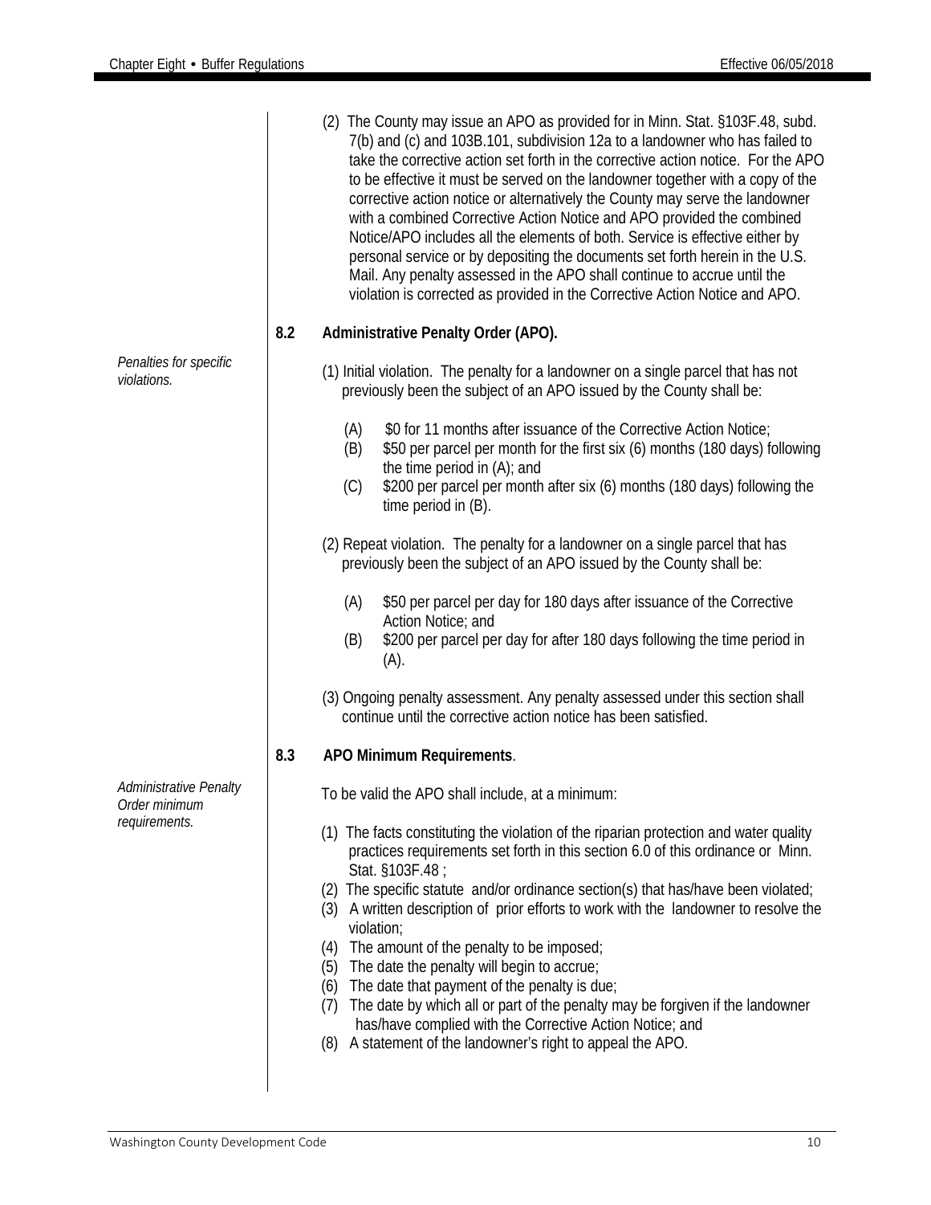(2) The County may issue an APO as provided for in Minn. Stat. §103F.48, subd. 7(b) and (c) and 103B.101, subdivision 12a to a landowner who has failed to take the corrective action set forth in the corrective action notice. For the APO to be effective it must be served on the landowner together with a copy of the corrective action notice or alternatively the County may serve the landowner with a combined Corrective Action Notice and APO provided the combined Notice/APO includes all the elements of both. Service is effective either by personal service or by depositing the documents set forth herein in the U.S. Mail. Any penalty assessed in the APO shall continue to accrue until the violation is corrected as provided in the Corrective Action Notice and APO.

## 8.2 Administrative Penalty Order (APO).

*Penalties for specific violations.*

(1) Initial violation. The penalty for a landowner on a single parcel that has not previously been the subject of an APO issued by the County shall be:

- (A) $0 for 11 months after issuance of the Corrective Action Notice;
- (B) $50 per parcel per month for the first six (6) months (180 days) following the time period in (A); and
- (C) $200 per parcel per month after six (6) months (180 days) following the time period in (B).

(2) Repeat violation. The penalty for a landowner on a single parcel that has previously been the subject of an APO issued by the County shall be:

- (A) $50 per parcel per day for 180 days after issuance of the Corrective Action Notice; and
- (B) $200 per parcel per day for after 180 days following the time period in (A).

(3) Ongoing penalty assessment. Any penalty assessed under this section shall continue until the corrective action notice has been satisfied.

## 8.3 APO Minimum Requirements.

*Administrative Penalty Order minimum requirements.*

To be valid the APO shall include, at a minimum:

(1) The facts constituting the violation of the riparian protection and water quality practices requirements set forth in this section 6.0 of this ordinance or Minn. Stat. §103F.48 ;
(2) The specific statute and/or ordinance section(s) that has/have been violated;
(3) A written description of prior efforts to work with the landowner to resolve the violation;
(4) The amount of the penalty to be imposed;
(5) The date the penalty will begin to accrue;
(6) The date that payment of the penalty is due;
(7) The date by which all or part of the penalty may be forgiven if the landowner has/have complied with the Corrective Action Notice; and
(8) A statement of the landowner's right to appeal the APO.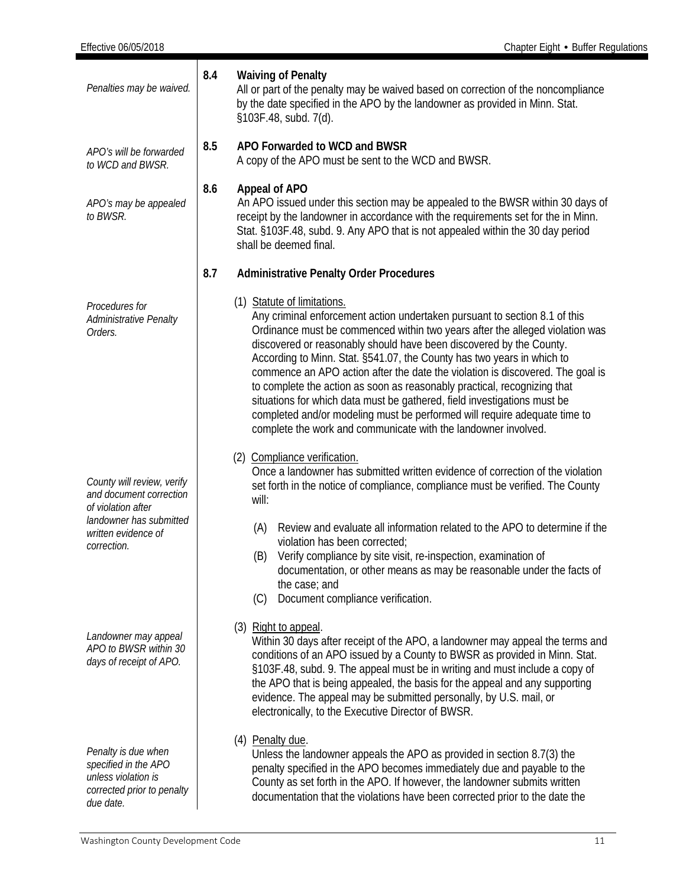*Penalties may be waived.*

### 8.4 Waiving of Penalty

All or part of the penalty may be waived based on correction of the noncompliance by the date specified in the APO by the landowner as provided in Minn. Stat. §103F.48, subd. 7(d).

*APO's will be forwarded to WCD and BWSR.*

### 8.5 APO Forwarded to WCD and BWSR

A copy of the APO must be sent to the WCD and BWSR.

*APO's may be appealed to BWSR.*

### 8.6 Appeal of APO

An APO issued under this section may be appealed to the BWSR within 30 days of receipt by the landowner in accordance with the requirements set for the in Minn. Stat. §103F.48, subd. 9. Any APO that is not appealed within the 30 day period shall be deemed final.

### 8.7 Administrative Penalty Order Procedures

*Procedures for Administrative Penalty Orders.*

(1) Statute of limitations.
Any criminal enforcement action undertaken pursuant to section 8.1 of this Ordinance must be commenced within two years after the alleged violation was discovered or reasonably should have been discovered by the County. According to Minn. Stat. §541.07, the County has two years in which to commence an APO action after the date the violation is discovered. The goal is to complete the action as soon as reasonably practical, recognizing that situations for which data must be gathered, field investigations must be completed and/or modeling must be performed will require adequate time to complete the work and communicate with the landowner involved.

*County will review, verify and document correction of violation after landowner has submitted written evidence of correction.*

(2) Compliance verification.
Once a landowner has submitted written evidence of correction of the violation set forth in the notice of compliance, compliance must be verified. The County will:

- (A) Review and evaluate all information related to the APO to determine if the violation has been corrected;
- (B) Verify compliance by site visit, re-inspection, examination of documentation, or other means as may be reasonable under the facts of the case; and
- (C) Document compliance verification.

*Landowner may appeal APO to BWSR within 30 days of receipt of APO.*

(3) Right to appeal.
Within 30 days after receipt of the APO, a landowner may appeal the terms and conditions of an APO issued by a County to BWSR as provided in Minn. Stat. §103F.48, subd. 9. The appeal must be in writing and must include a copy of the APO that is being appealed, the basis for the appeal and any supporting evidence. The appeal may be submitted personally, by U.S. mail, or electronically, to the Executive Director of BWSR.

*Penalty is due when specified in the APO unless violation is corrected prior to penalty due date.*

(4) Penalty due.
Unless the landowner appeals the APO as provided in section 8.7(3) the penalty specified in the APO becomes immediately due and payable to the County as set forth in the APO. If however, the landowner submits written documentation that the violations have been corrected prior to the date the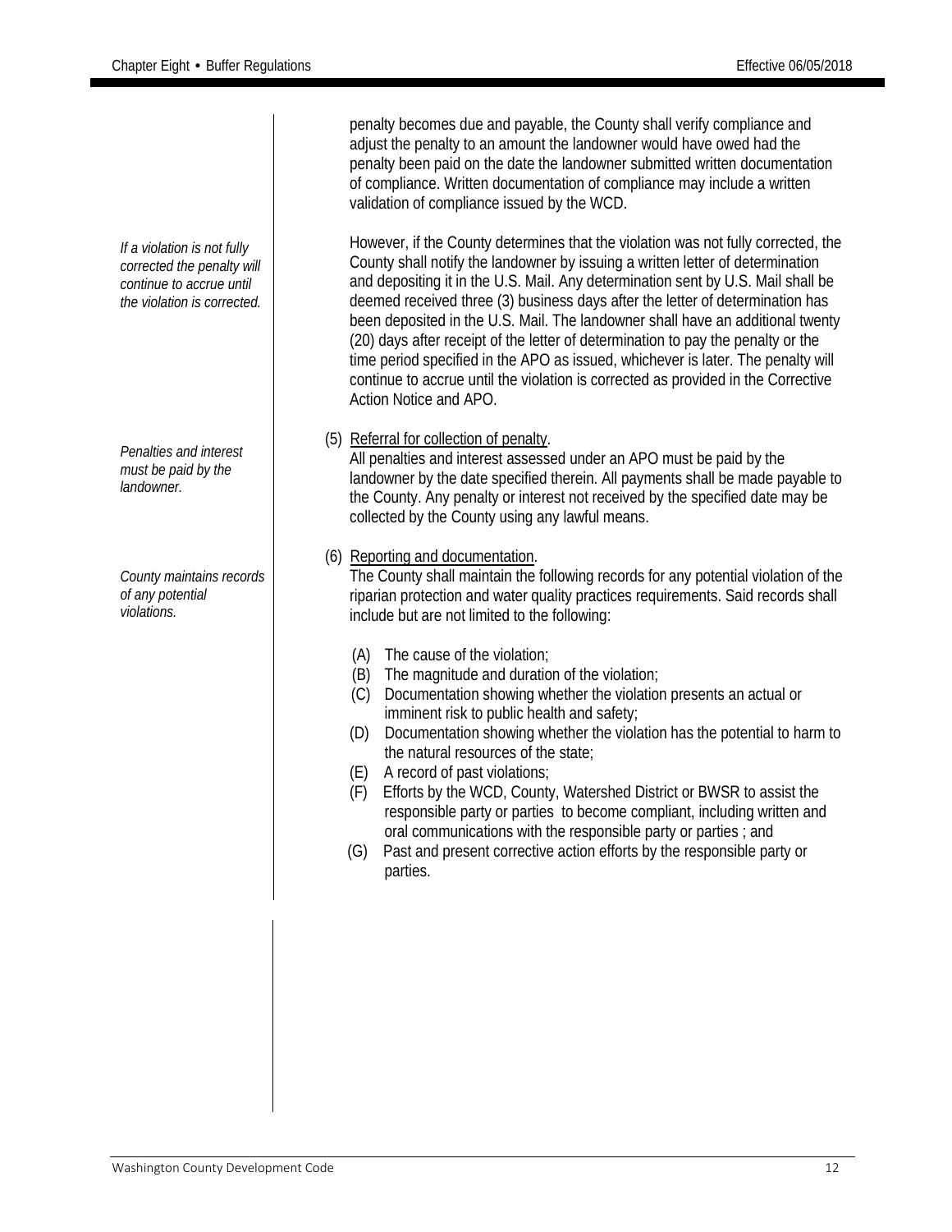penalty becomes due and payable, the County shall verify compliance and adjust the penalty to an amount the landowner would have owed had the penalty been paid on the date the landowner submitted written documentation of compliance. Written documentation of compliance may include a written validation of compliance issued by the WCD.

*If a violation is not fully corrected the penalty will continue to accrue until the violation is corrected.*

However, if the County determines that the violation was not fully corrected, the County shall notify the landowner by issuing a written letter of determination and depositing it in the U.S. Mail. Any determination sent by U.S. Mail shall be deemed received three (3) business days after the letter of determination has been deposited in the U.S. Mail. The landowner shall have an additional twenty (20) days after receipt of the letter of determination to pay the penalty or the time period specified in the APO as issued, whichever is later. The penalty will continue to accrue until the violation is corrected as provided in the Corrective Action Notice and APO.

*Penalties and interest must be paid by the landowner.*

(5) Referral for collection of penalty.
All penalties and interest assessed under an APO must be paid by the landowner by the date specified therein. All payments shall be made payable to the County. Any penalty or interest not received by the specified date may be collected by the County using any lawful means.

*County maintains records of any potential violations.*

(6) Reporting and documentation.
The County shall maintain the following records for any potential violation of the riparian protection and water quality practices requirements. Said records shall include but are not limited to the following:

(A) The cause of the violation;
(B) The magnitude and duration of the violation;
(C) Documentation showing whether the violation presents an actual or imminent risk to public health and safety;
(D) Documentation showing whether the violation has the potential to harm to the natural resources of the state;
(E) A record of past violations;
(F) Efforts by the WCD, County, Watershed District or BWSR to assist the responsible party or parties to become compliant, including written and oral communications with the responsible party or parties ; and
(G) Past and present corrective action efforts by the responsible party or parties.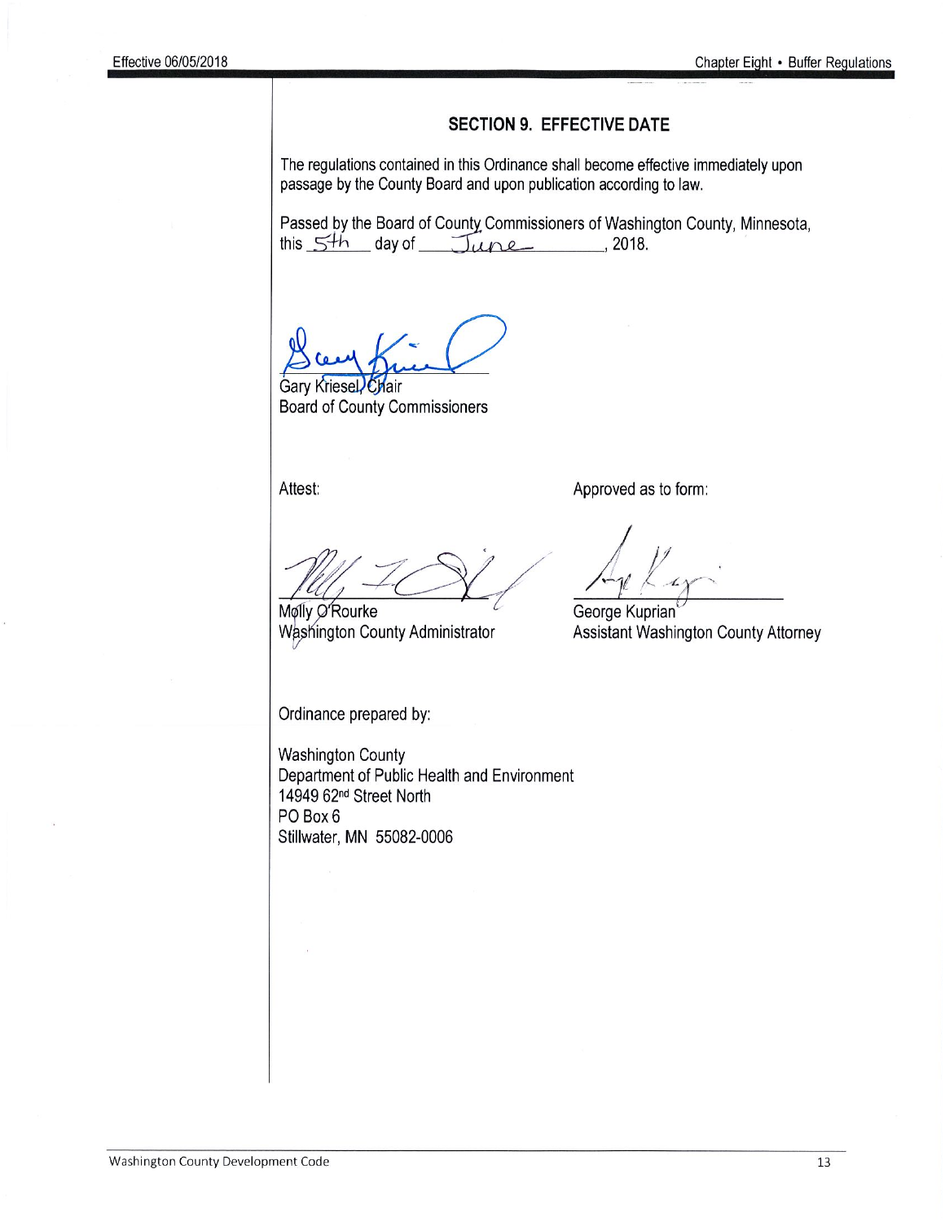## SECTION 9. EFFECTIVE DATE

The regulations contained in this Ordinance shall become effective immediately upon passage by the County Board and upon publication according to law.

Passed by the Board of County Commissioners of Washington County, Minnesota, this 5th day of June, 2018.

Gary Kriesel, Chair
Board of County Commissioners

Attest:

Molly O'Rourke
Washington County Administrator

Approved as to form:

George Kuprian
Assistant Washington County Attorney

Ordinance prepared by:

Washington County
Department of Public Health and Environment
14949 62nd Street North
PO Box 6
Stillwater, MN 55082-0006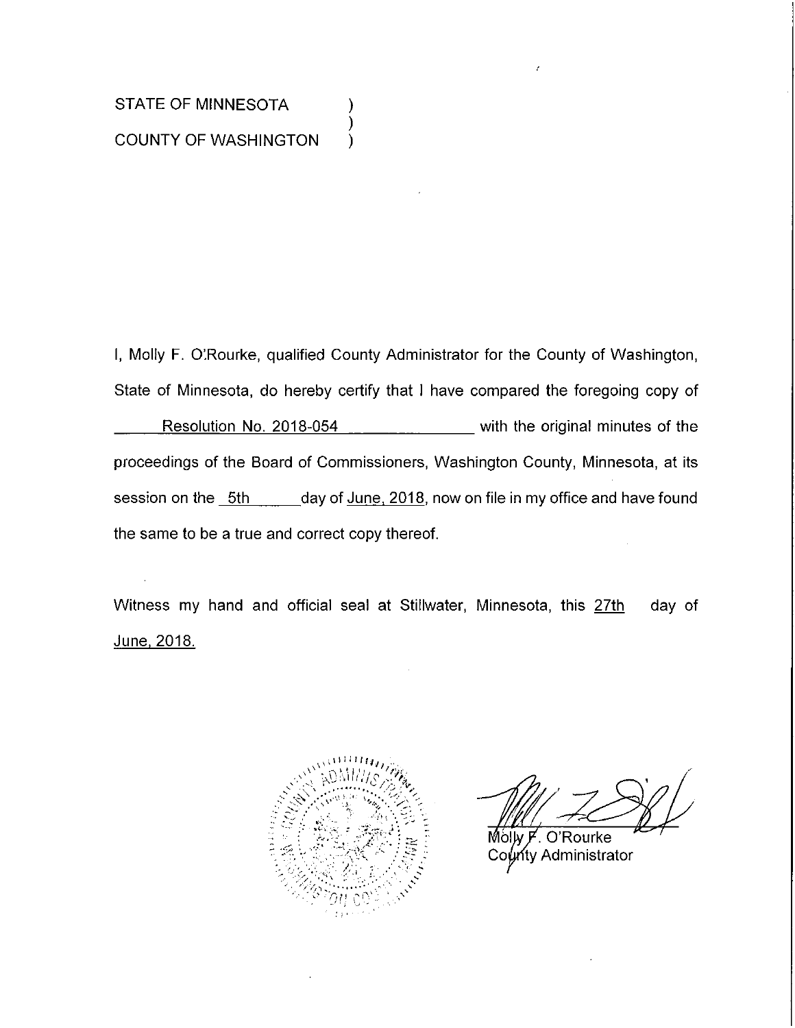STATE OF MINNESOTA )
)
COUNTY OF WASHINGTON )

I, Molly F. O'Rourke, qualified County Administrator for the County of Washington, State of Minnesota, do hereby certify that I have compared the foregoing copy of Resolution No. 2018-054 with the original minutes of the proceedings of the Board of Commissioners, Washington County, Minnesota, at its session on the 5th day of June, 2018, now on file in my office and have found the same to be a true and correct copy thereof.

Witness my hand and official seal at Stillwater, Minnesota, this 27th day of June, 2018.

Molly F. O'Rourke
County Administrator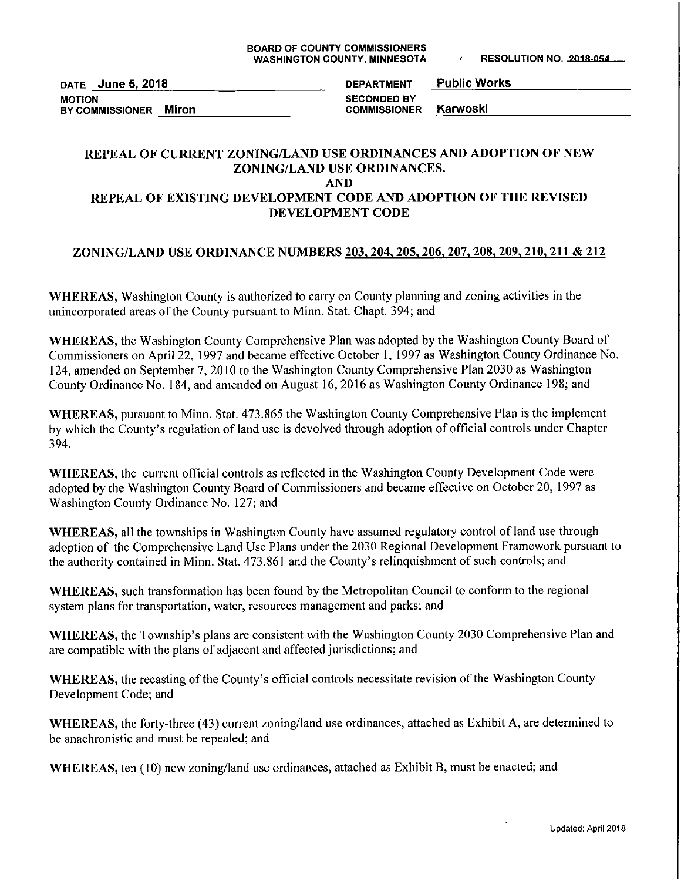**BOARD OF COUNTY COMMISSIONERS**
**WASHINGTON COUNTY, MINNESOTA**

**RESOLUTION NO. 2018-054**

| | | | |
|---|---|---|---|
| DATE | **June 5, 2018** | DEPARTMENT | **Public Works** |
| MOTION BY COMMISSIONER | **Miron** | SECONDED BY COMMISSIONER | **Karwoski** |

## REPEAL OF CURRENT ZONING/LAND USE ORDINANCES AND ADOPTION OF NEW ZONING/LAND USE ORDINANCES. AND REPEAL OF EXISTING DEVELOPMENT CODE AND ADOPTION OF THE REVISED DEVELOPMENT CODE

## ZONING/LAND USE ORDINANCE NUMBERS 203, 204, 205, 206, 207, 208, 209, 210, 211 & 212

**WHEREAS,** Washington County is authorized to carry on County planning and zoning activities in the unincorporated areas of the County pursuant to Minn. Stat. Chapt. 394; and

**WHEREAS,** the Washington County Comprehensive Plan was adopted by the Washington County Board of Commissioners on April 22, 1997 and became effective October 1, 1997 as Washington County Ordinance No. 124, amended on September 7, 2010 to the Washington County Comprehensive Plan 2030 as Washington County Ordinance No. 184, and amended on August 16, 2016 as Washington County Ordinance 198; and

**WHEREAS,** pursuant to Minn. Stat. 473.865 the Washington County Comprehensive Plan is the implement by which the County's regulation of land use is devolved through adoption of official controls under Chapter 394.

**WHEREAS,** the current official controls as reflected in the Washington County Development Code were adopted by the Washington County Board of Commissioners and became effective on October 20, 1997 as Washington County Ordinance No. 127; and

**WHEREAS,** all the townships in Washington County have assumed regulatory control of land use through adoption of the Comprehensive Land Use Plans under the 2030 Regional Development Framework pursuant to the authority contained in Minn. Stat. 473.861 and the County's relinquishment of such controls; and

**WHEREAS,** such transformation has been found by the Metropolitan Council to conform to the regional system plans for transportation, water, resources management and parks; and

**WHEREAS,** the Township's plans are consistent with the Washington County 2030 Comprehensive Plan and are compatible with the plans of adjacent and affected jurisdictions; and

**WHEREAS,** the recasting of the County's official controls necessitate revision of the Washington County Development Code; and

**WHEREAS,** the forty-three (43) current zoning/land use ordinances, attached as Exhibit A, are determined to be anachronistic and must be repealed; and

**WHEREAS,** ten (10) new zoning/land use ordinances, attached as Exhibit B, must be enacted; and

Updated: April 2018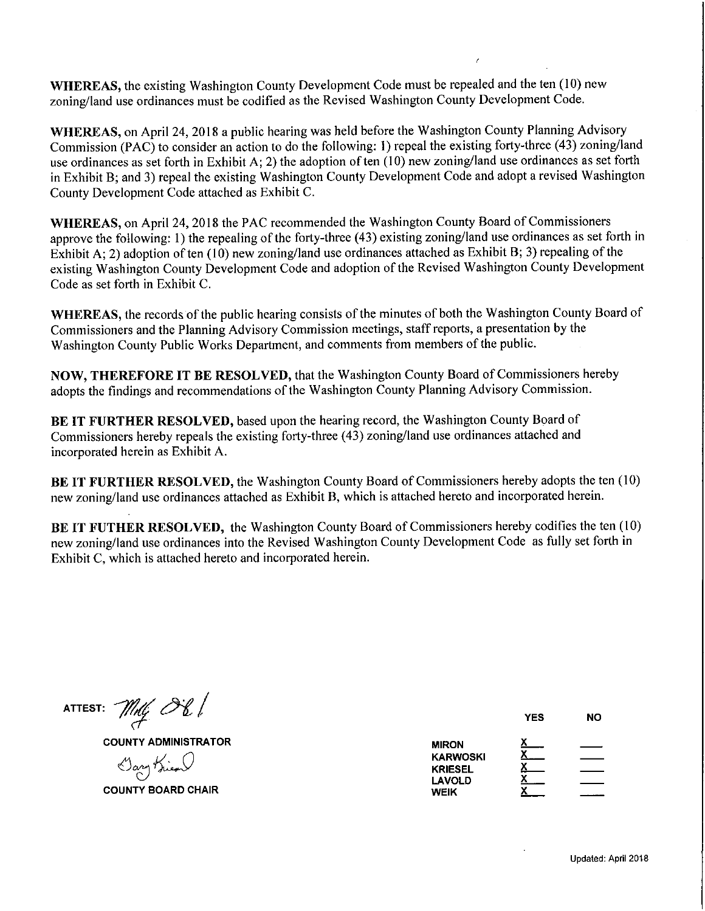**WHEREAS,** the existing Washington County Development Code must be repealed and the ten (10) new zoning/land use ordinances must be codified as the Revised Washington County Development Code.

**WHEREAS,** on April 24, 2018 a public hearing was held before the Washington County Planning Advisory Commission (PAC) to consider an action to do the following: 1) repeal the existing forty-three (43) zoning/land use ordinances as set forth in Exhibit A; 2) the adoption of ten (10) new zoning/land use ordinances as set forth in Exhibit B; and 3) repeal the existing Washington County Development Code and adopt a revised Washington County Development Code attached as Exhibit C.

**WHEREAS,** on April 24, 2018 the PAC recommended the Washington County Board of Commissioners approve the following: 1) the repealing of the forty-three (43) existing zoning/land use ordinances as set forth in Exhibit A; 2) adoption of ten (10) new zoning/land use ordinances attached as Exhibit B; 3) repealing of the existing Washington County Development Code and adoption of the Revised Washington County Development Code as set forth in Exhibit C.

**WHEREAS,** the records of the public hearing consists of the minutes of both the Washington County Board of Commissioners and the Planning Advisory Commission meetings, staff reports, a presentation by the Washington County Public Works Department, and comments from members of the public.

**NOW, THEREFORE IT BE RESOLVED,** that the Washington County Board of Commissioners hereby adopts the findings and recommendations of the Washington County Planning Advisory Commission.

**BE IT FURTHER RESOLVED,** based upon the hearing record, the Washington County Board of Commissioners hereby repeals the existing forty-three (43) zoning/land use ordinances attached and incorporated herein as Exhibit A.

**BE IT FURTHER RESOLVED,** the Washington County Board of Commissioners hereby adopts the ten (10) new zoning/land use ordinances attached as Exhibit B, which is attached hereto and incorporated herein.

**BE IT FUTHER RESOLVED,** the Washington County Board of Commissioners hereby codifies the ten (10) new zoning/land use ordinances into the Revised Washington County Development Code as fully set forth in Exhibit C, which is attached hereto and incorporated herein.

ATTEST: *[signature]*

**COUNTY ADMINISTRATOR**

*[signature]*

**COUNTY BOARD CHAIR**

| | YES | NO |
|---|---|---|
| MIRON | X | |
| KARWOSKI | X | |
| KRIESEL | X | |
| LAVOLD | X | |
| WEIK | X | |

Updated: April 2018